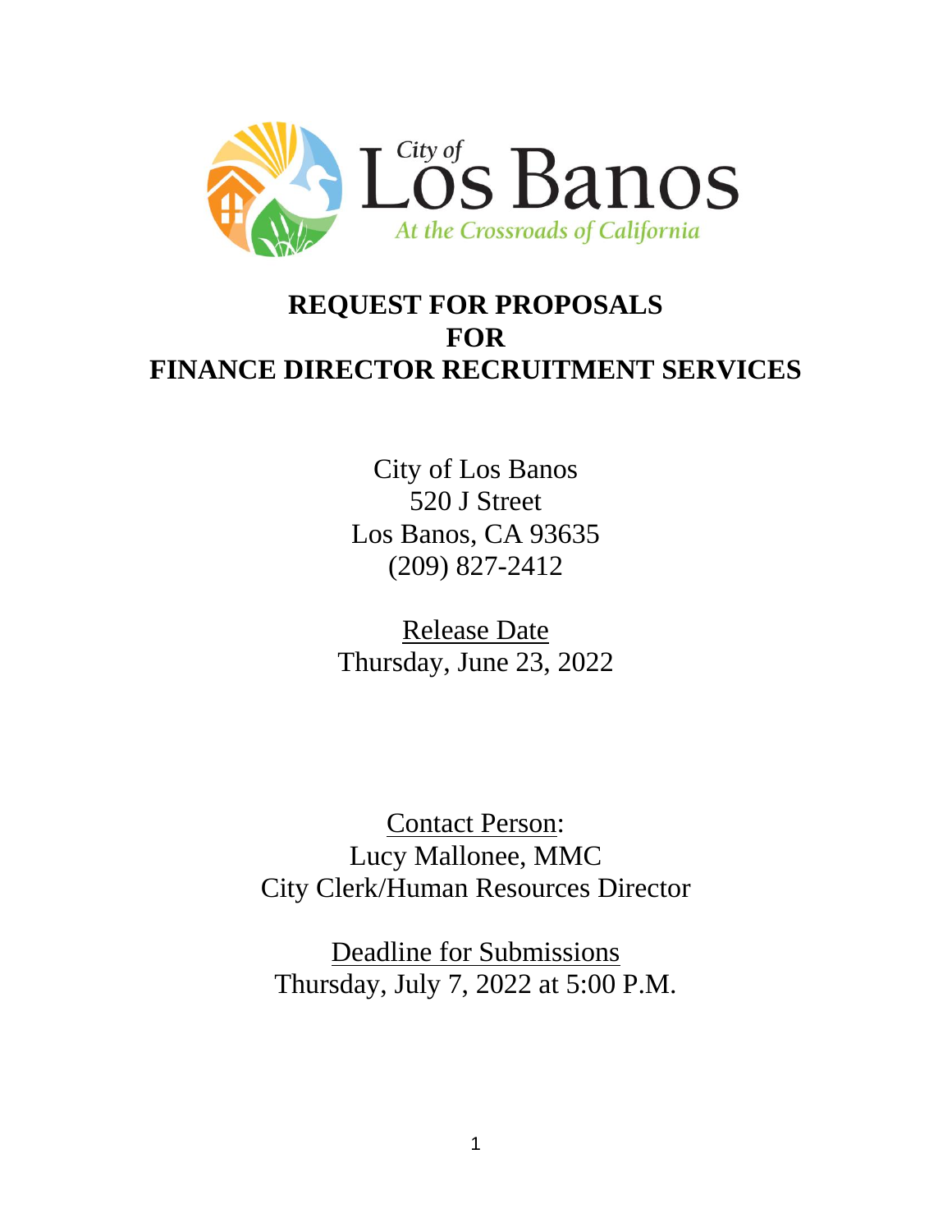City of Los Banos
*At the Crossroads of California*

# REQUEST FOR PROPOSALS FOR FINANCE DIRECTOR RECRUITMENT SERVICES

City of Los Banos
520 J Street
Los Banos, CA 93635
(209) 827-2412

Release Date
Thursday, June 23, 2022

Contact Person:
Lucy Mallonee, MMC
City Clerk/Human Resources Director

Deadline for Submissions
Thursday, July 7, 2022 at 5:00 P.M.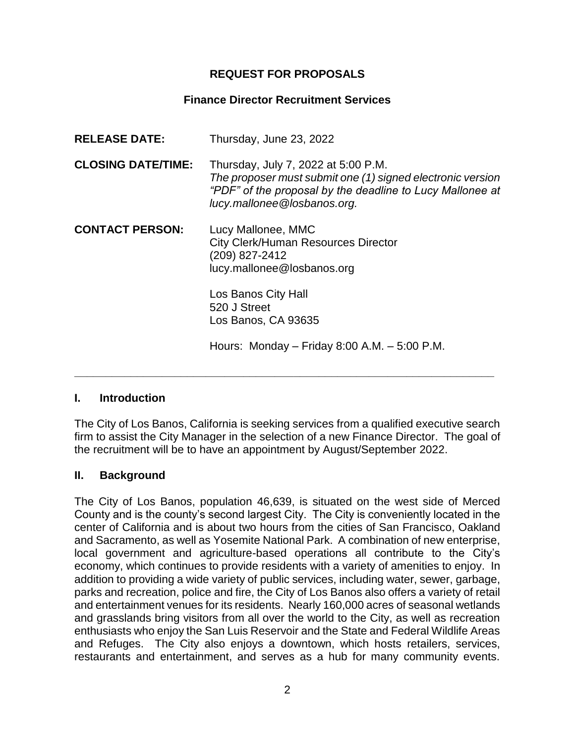**REQUEST FOR PROPOSALS**

**Finance Director Recruitment Services**

**RELEASE DATE:** Thursday, June 23, 2022

**CLOSING DATE/TIME:** Thursday, July 7, 2022 at 5:00 P.M.
*The proposer must submit one (1) signed electronic version "PDF" of the proposal by the deadline to Lucy Mallonee at lucy.mallonee@losbanos.org.*

**CONTACT PERSON:** Lucy Mallonee, MMC
City Clerk/Human Resources Director
(209) 827-2412
lucy.mallonee@losbanos.org

Los Banos City Hall
520 J Street
Los Banos, CA 93635

Hours: Monday – Friday 8:00 A.M. – 5:00 P.M.

---

## I. Introduction

The City of Los Banos, California is seeking services from a qualified executive search firm to assist the City Manager in the selection of a new Finance Director. The goal of the recruitment will be to have an appointment by August/September 2022.

## II. Background

The City of Los Banos, population 46,639, is situated on the west side of Merced County and is the county's second largest City. The City is conveniently located in the center of California and is about two hours from the cities of San Francisco, Oakland and Sacramento, as well as Yosemite National Park. A combination of new enterprise, local government and agriculture-based operations all contribute to the City's economy, which continues to provide residents with a variety of amenities to enjoy. In addition to providing a wide variety of public services, including water, sewer, garbage, parks and recreation, police and fire, the City of Los Banos also offers a variety of retail and entertainment venues for its residents. Nearly 160,000 acres of seasonal wetlands and grasslands bring visitors from all over the world to the City, as well as recreation enthusiasts who enjoy the San Luis Reservoir and the State and Federal Wildlife Areas and Refuges. The City also enjoys a downtown, which hosts retailers, services, restaurants and entertainment, and serves as a hub for many community events.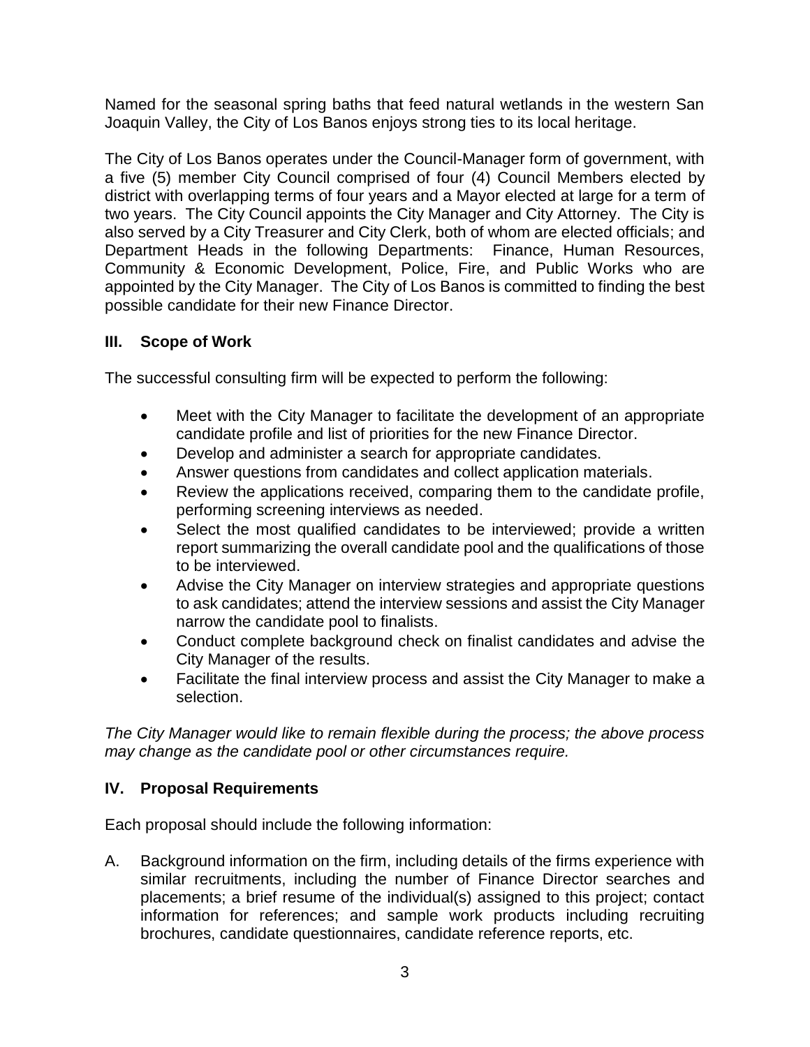Named for the seasonal spring baths that feed natural wetlands in the western San Joaquin Valley, the City of Los Banos enjoys strong ties to its local heritage.

The City of Los Banos operates under the Council-Manager form of government, with a five (5) member City Council comprised of four (4) Council Members elected by district with overlapping terms of four years and a Mayor elected at large for a term of two years. The City Council appoints the City Manager and City Attorney. The City is also served by a City Treasurer and City Clerk, both of whom are elected officials; and Department Heads in the following Departments: Finance, Human Resources, Community & Economic Development, Police, Fire, and Public Works who are appointed by the City Manager. The City of Los Banos is committed to finding the best possible candidate for their new Finance Director.

## III. Scope of Work

The successful consulting firm will be expected to perform the following:

- Meet with the City Manager to facilitate the development of an appropriate candidate profile and list of priorities for the new Finance Director.
- Develop and administer a search for appropriate candidates.
- Answer questions from candidates and collect application materials.
- Review the applications received, comparing them to the candidate profile, performing screening interviews as needed.
- Select the most qualified candidates to be interviewed; provide a written report summarizing the overall candidate pool and the qualifications of those to be interviewed.
- Advise the City Manager on interview strategies and appropriate questions to ask candidates; attend the interview sessions and assist the City Manager narrow the candidate pool to finalists.
- Conduct complete background check on finalist candidates and advise the City Manager of the results.
- Facilitate the final interview process and assist the City Manager to make a selection.

*The City Manager would like to remain flexible during the process; the above process may change as the candidate pool or other circumstances require.*

## IV. Proposal Requirements

Each proposal should include the following information:

A. Background information on the firm, including details of the firms experience with similar recruitments, including the number of Finance Director searches and placements; a brief resume of the individual(s) assigned to this project; contact information for references; and sample work products including recruiting brochures, candidate questionnaires, candidate reference reports, etc.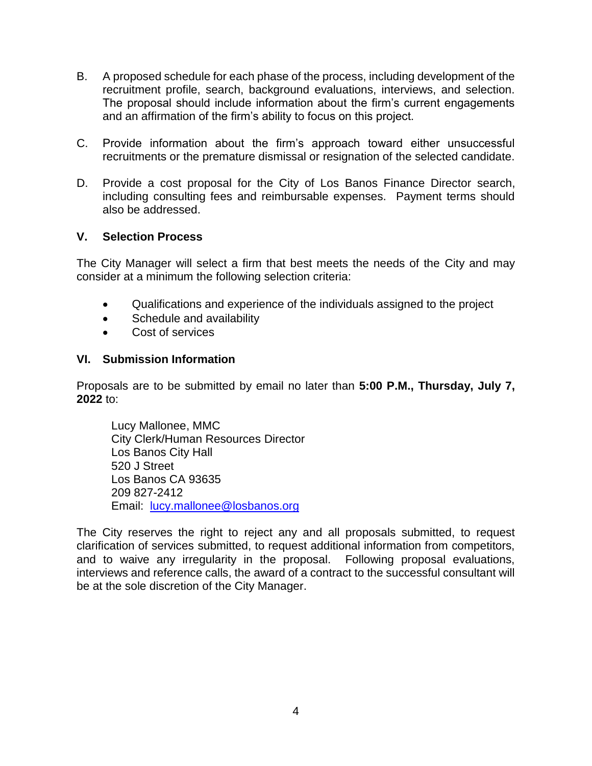B. A proposed schedule for each phase of the process, including development of the recruitment profile, search, background evaluations, interviews, and selection. The proposal should include information about the firm's current engagements and an affirmation of the firm's ability to focus on this project.

C. Provide information about the firm's approach toward either unsuccessful recruitments or the premature dismissal or resignation of the selected candidate.

D. Provide a cost proposal for the City of Los Banos Finance Director search, including consulting fees and reimbursable expenses. Payment terms should also be addressed.

## V. Selection Process

The City Manager will select a firm that best meets the needs of the City and may consider at a minimum the following selection criteria:

- Qualifications and experience of the individuals assigned to the project
- Schedule and availability
- Cost of services

## VI. Submission Information

Proposals are to be submitted by email no later than **5:00 P.M., Thursday, July 7, 2022** to:

Lucy Mallonee, MMC
City Clerk/Human Resources Director
Los Banos City Hall
520 J Street
Los Banos CA 93635
209 827-2412
Email: lucy.mallonee@losbanos.org

The City reserves the right to reject any and all proposals submitted, to request clarification of services submitted, to request additional information from competitors, and to waive any irregularity in the proposal. Following proposal evaluations, interviews and reference calls, the award of a contract to the successful consultant will be at the sole discretion of the City Manager.